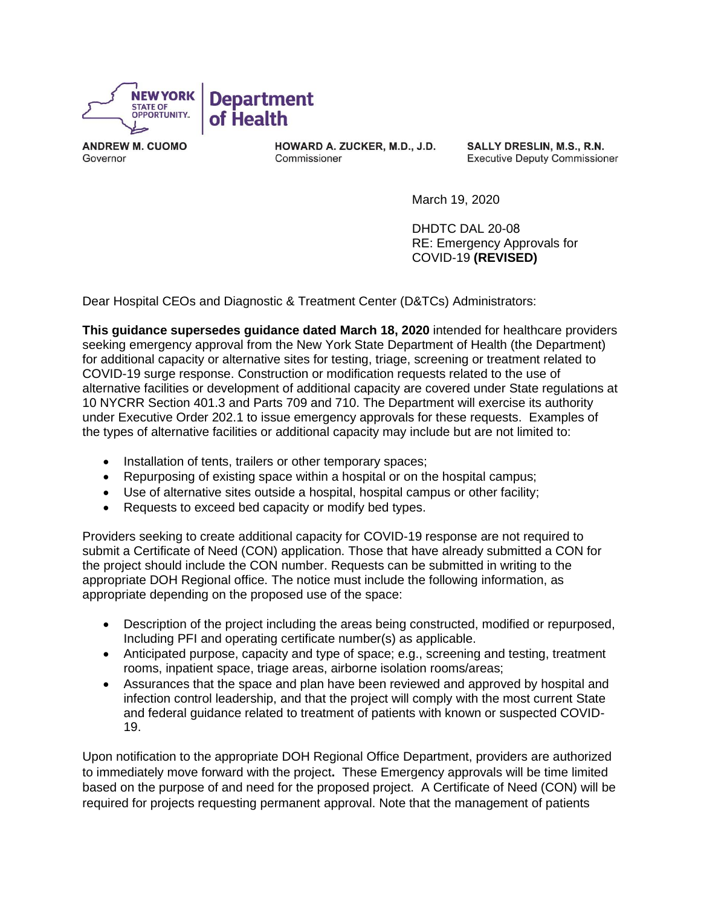NEW YORK STATE OF OPPORTUNITY. | **Department of Health**

**ANDREW M. CUOMO**
Governor

**HOWARD A. ZUCKER, M.D., J.D.**
Commissioner

**SALLY DRESLIN, M.S., R.N.**
Executive Deputy Commissioner

March 19, 2020

DHDTC DAL 20-08
RE: Emergency Approvals for COVID-19 **(REVISED)**

Dear Hospital CEOs and Diagnostic & Treatment Center (D&TCs) Administrators:

**This guidance supersedes guidance dated March 18, 2020** intended for healthcare providers seeking emergency approval from the New York State Department of Health (the Department) for additional capacity or alternative sites for testing, triage, screening or treatment related to COVID-19 surge response. Construction or modification requests related to the use of alternative facilities or development of additional capacity are covered under State regulations at 10 NYCRR Section 401.3 and Parts 709 and 710. The Department will exercise its authority under Executive Order 202.1 to issue emergency approvals for these requests. Examples of the types of alternative facilities or additional capacity may include but are not limited to:

- Installation of tents, trailers or other temporary spaces;
- Repurposing of existing space within a hospital or on the hospital campus;
- Use of alternative sites outside a hospital, hospital campus or other facility;
- Requests to exceed bed capacity or modify bed types.

Providers seeking to create additional capacity for COVID-19 response are not required to submit a Certificate of Need (CON) application. Those that have already submitted a CON for the project should include the CON number. Requests can be submitted in writing to the appropriate DOH Regional office. The notice must include the following information, as appropriate depending on the proposed use of the space:

- Description of the project including the areas being constructed, modified or repurposed, Including PFI and operating certificate number(s) as applicable.
- Anticipated purpose, capacity and type of space; e.g., screening and testing, treatment rooms, inpatient space, triage areas, airborne isolation rooms/areas;
- Assurances that the space and plan have been reviewed and approved by hospital and infection control leadership, and that the project will comply with the most current State and federal guidance related to treatment of patients with known or suspected COVID-19.

Upon notification to the appropriate DOH Regional Office Department, providers are authorized to immediately move forward with the project**.** These Emergency approvals will be time limited based on the purpose of and need for the proposed project. A Certificate of Need (CON) will be required for projects requesting permanent approval. Note that the management of patients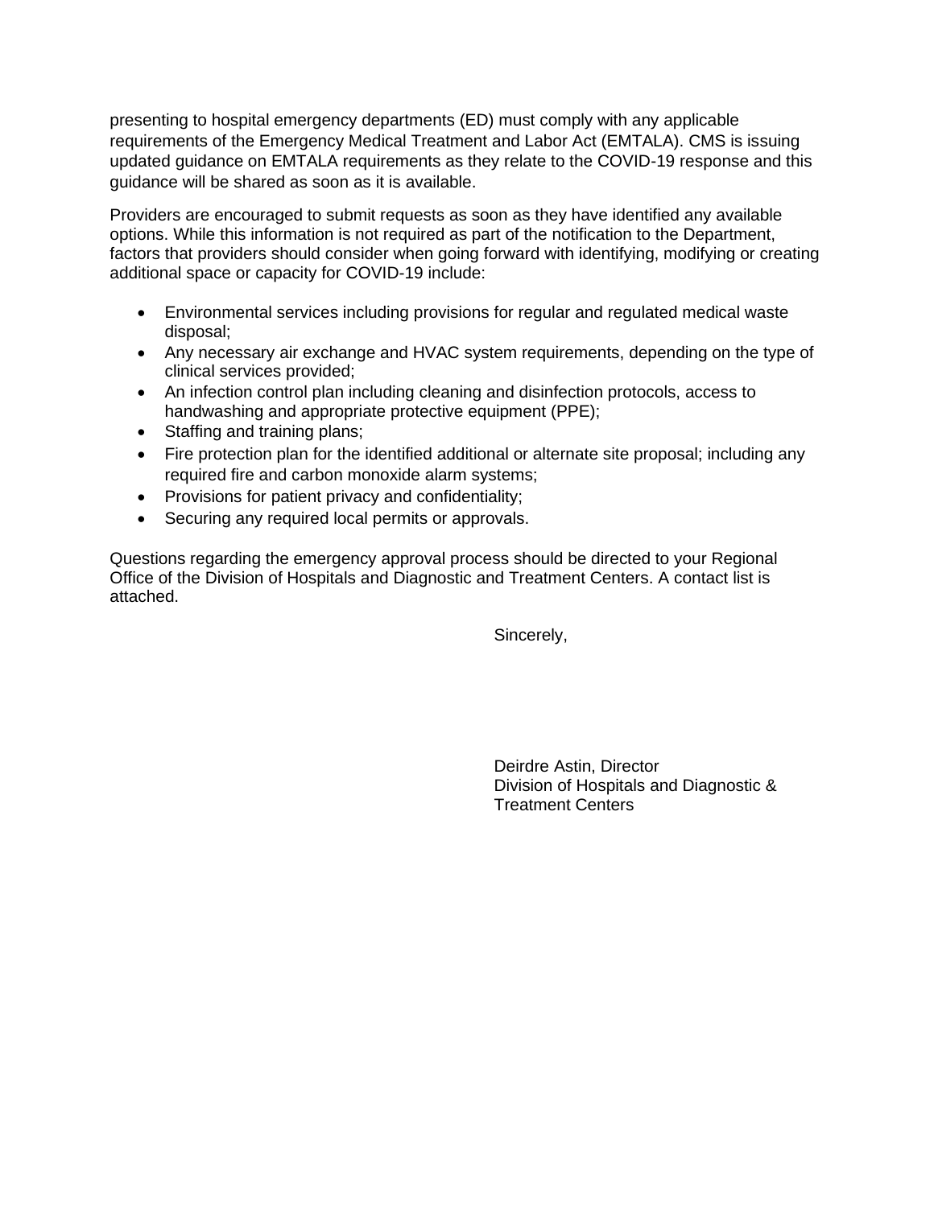presenting to hospital emergency departments (ED) must comply with any applicable requirements of the Emergency Medical Treatment and Labor Act (EMTALA). CMS is issuing updated guidance on EMTALA requirements as they relate to the COVID-19 response and this guidance will be shared as soon as it is available.

Providers are encouraged to submit requests as soon as they have identified any available options. While this information is not required as part of the notification to the Department, factors that providers should consider when going forward with identifying, modifying or creating additional space or capacity for COVID-19 include:

- Environmental services including provisions for regular and regulated medical waste disposal;
- Any necessary air exchange and HVAC system requirements, depending on the type of clinical services provided;
- An infection control plan including cleaning and disinfection protocols, access to handwashing and appropriate protective equipment (PPE);
- Staffing and training plans;
- Fire protection plan for the identified additional or alternate site proposal; including any required fire and carbon monoxide alarm systems;
- Provisions for patient privacy and confidentiality;
- Securing any required local permits or approvals.

Questions regarding the emergency approval process should be directed to your Regional Office of the Division of Hospitals and Diagnostic and Treatment Centers. A contact list is attached.

Sincerely,

Deirdre Astin, Director
Division of Hospitals and Diagnostic & Treatment Centers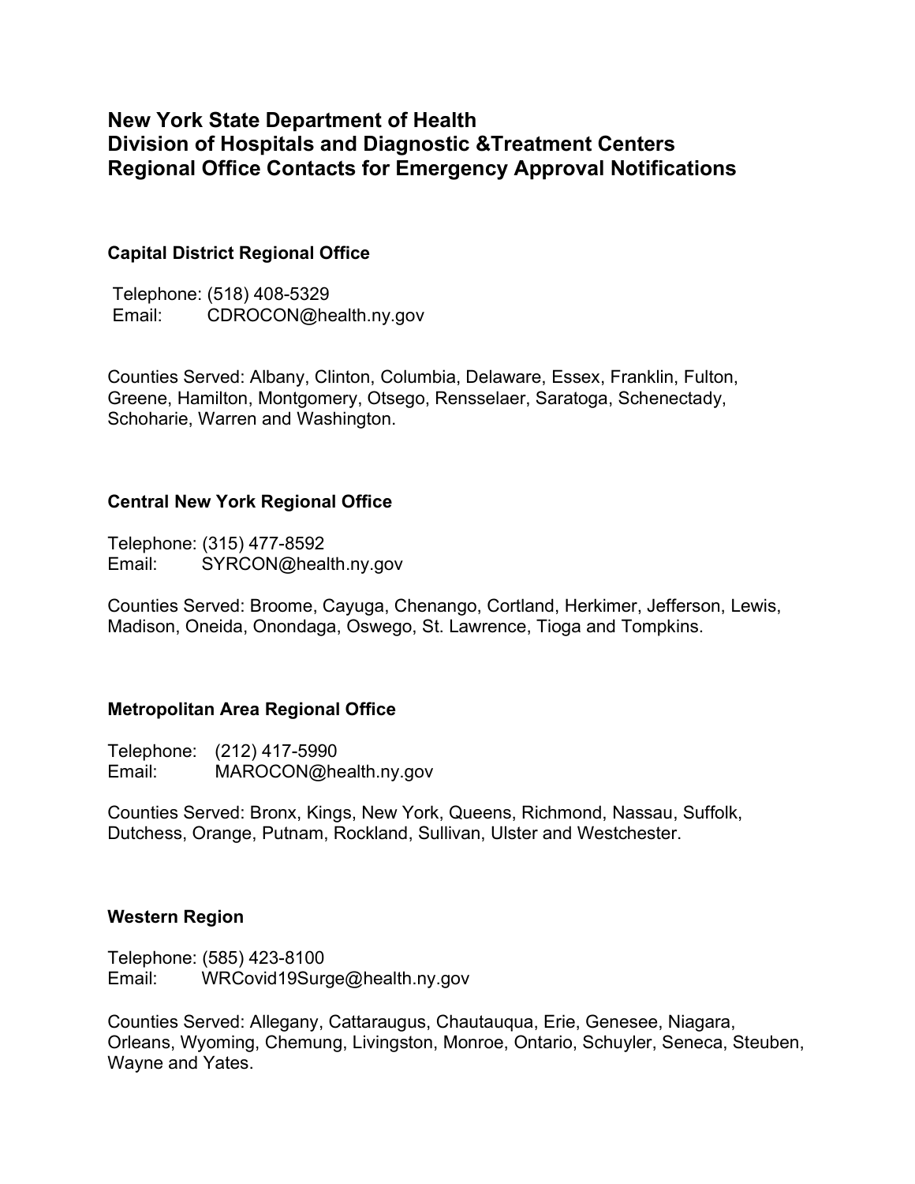# New York State Department of Health
# Division of Hospitals and Diagnostic &Treatment Centers
# Regional Office Contacts for Emergency Approval Notifications

### Capital District Regional Office

Telephone: (518) 408-5329
Email: CDROCON@health.ny.gov

Counties Served: Albany, Clinton, Columbia, Delaware, Essex, Franklin, Fulton, Greene, Hamilton, Montgomery, Otsego, Rensselaer, Saratoga, Schenectady, Schoharie, Warren and Washington.

### Central New York Regional Office

Telephone: (315) 477-8592
Email: SYRCON@health.ny.gov

Counties Served: Broome, Cayuga, Chenango, Cortland, Herkimer, Jefferson, Lewis, Madison, Oneida, Onondaga, Oswego, St. Lawrence, Tioga and Tompkins.

### Metropolitan Area Regional Office

Telephone: (212) 417-5990
Email: MAROCON@health.ny.gov

Counties Served: Bronx, Kings, New York, Queens, Richmond, Nassau, Suffolk, Dutchess, Orange, Putnam, Rockland, Sullivan, Ulster and Westchester.

### Western Region

Telephone: (585) 423-8100
Email: WRCovid19Surge@health.ny.gov

Counties Served: Allegany, Cattaraugus, Chautauqua, Erie, Genesee, Niagara, Orleans, Wyoming, Chemung, Livingston, Monroe, Ontario, Schuyler, Seneca, Steuben, Wayne and Yates.